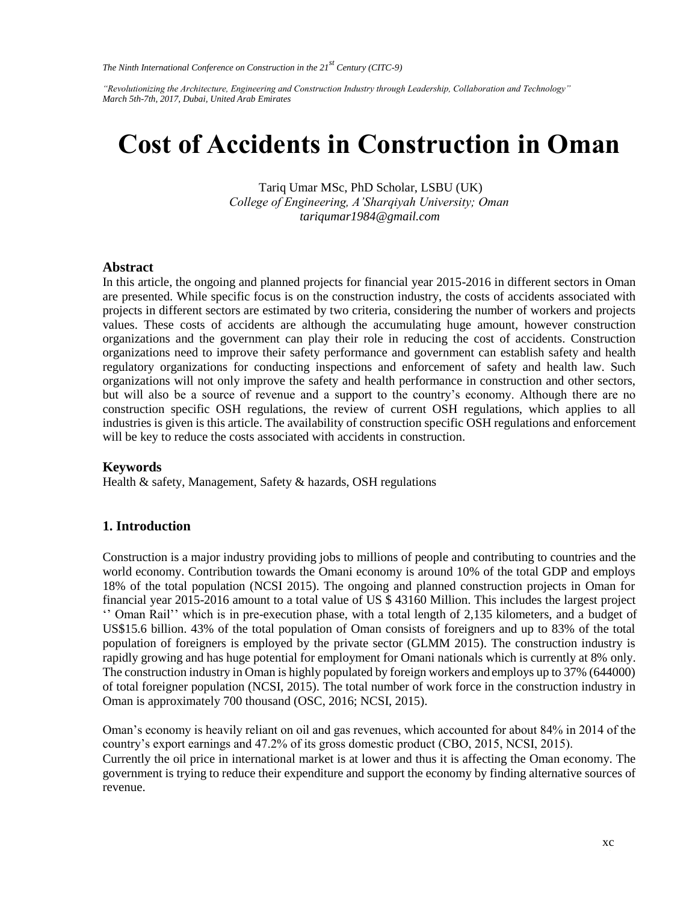*The Ninth International Conference on Construction in the 21st Century (CITC-9)*

*"Revolutionizing the Architecture, Engineering and Construction Industry through Leadership, Collaboration and Technology"*
*March 5th-7th, 2017, Dubai, United Arab Emirates*

# Cost of Accidents in Construction in Oman

Tariq Umar MSc, PhD Scholar, LSBU (UK)
*College of Engineering, A'Sharqiyah University; Oman*
*tariqumar1984@gmail.com*

## Abstract

In this article, the ongoing and planned projects for financial year 2015-2016 in different sectors in Oman are presented. While specific focus is on the construction industry, the costs of accidents associated with projects in different sectors are estimated by two criteria, considering the number of workers and projects values. These costs of accidents are although the accumulating huge amount, however construction organizations and the government can play their role in reducing the cost of accidents. Construction organizations need to improve their safety performance and government can establish safety and health regulatory organizations for conducting inspections and enforcement of safety and health law. Such organizations will not only improve the safety and health performance in construction and other sectors, but will also be a source of revenue and a support to the country's economy. Although there are no construction specific OSH regulations, the review of current OSH regulations, which applies to all industries is given is this article. The availability of construction specific OSH regulations and enforcement will be key to reduce the costs associated with accidents in construction.

## Keywords

Health & safety, Management, Safety & hazards, OSH regulations

## 1. Introduction

Construction is a major industry providing jobs to millions of people and contributing to countries and the world economy. Contribution towards the Omani economy is around 10% of the total GDP and employs 18% of the total population (NCSI 2015). The ongoing and planned construction projects in Oman for financial year 2015-2016 amount to a total value of US $ 43160 Million. This includes the largest project '' Oman Rail'' which is in pre-execution phase, with a total length of 2,135 kilometers, and a budget of US$15.6 billion. 43% of the total population of Oman consists of foreigners and up to 83% of the total population of foreigners is employed by the private sector (GLMM 2015). The construction industry is rapidly growing and has huge potential for employment for Omani nationals which is currently at 8% only. The construction industry in Oman is highly populated by foreign workers and employs up to 37% (644000) of total foreigner population (NCSI, 2015). The total number of work force in the construction industry in Oman is approximately 700 thousand (OSC, 2016; NCSI, 2015).

Oman's economy is heavily reliant on oil and gas revenues, which accounted for about 84% in 2014 of the country's export earnings and 47.2% of its gross domestic product (CBO, 2015, NCSI, 2015).
Currently the oil price in international market is at lower and thus it is affecting the Oman economy. The government is trying to reduce their expenditure and support the economy by finding alternative sources of revenue.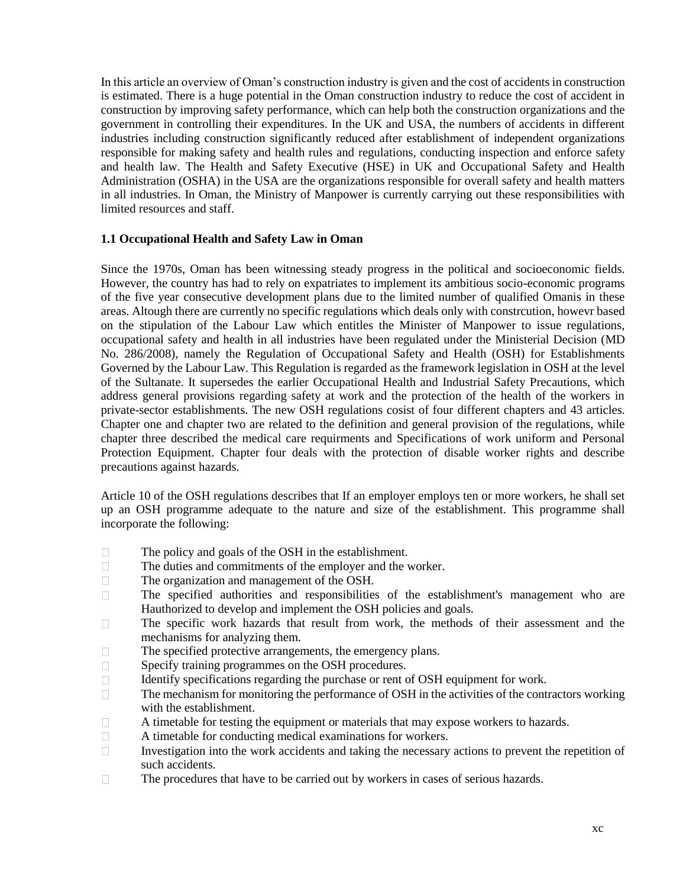In this article an overview of Oman's construction industry is given and the cost of accidents in construction is estimated. There is a huge potential in the Oman construction industry to reduce the cost of accident in construction by improving safety performance, which can help both the construction organizations and the government in controlling their expenditures. In the UK and USA, the numbers of accidents in different industries including construction significantly reduced after establishment of independent organizations responsible for making safety and health rules and regulations, conducting inspection and enforce safety and health law. The Health and Safety Executive (HSE) in UK and Occupational Safety and Health Administration (OSHA) in the USA are the organizations responsible for overall safety and health matters in all industries. In Oman, the Ministry of Manpower is currently carrying out these responsibilities with limited resources and staff.

### 1.1 Occupational Health and Safety Law in Oman

Since the 1970s, Oman has been witnessing steady progress in the political and socioeconomic fields. However, the country has had to rely on expatriates to implement its ambitious socio-economic programs of the five year consecutive development plans due to the limited number of qualified Omanis in these areas. Altough there are currently no specific regulations which deals only with constrcution, howevr based on the stipulation of the Labour Law which entitles the Minister of Manpower to issue regulations, occupational safety and health in all industries have been regulated under the Ministerial Decision (MD No. 286/2008), namely the Regulation of Occupational Safety and Health (OSH) for Establishments Governed by the Labour Law. This Regulation is regarded as the framework legislation in OSH at the level of the Sultanate. It supersedes the earlier Occupational Health and Industrial Safety Precautions, which address general provisions regarding safety at work and the protection of the health of the workers in private-sector establishments. The new OSH regulations cosist of four different chapters and 43 articles. Chapter one and chapter two are related to the definition and general provision of the regulations, while chapter three described the medical care requirments and Specifications of work uniform and Personal Protection Equipment. Chapter four deals with the protection of disable worker rights and describe precautions against hazards.

Article 10 of the OSH regulations describes that If an employer employs ten or more workers, he shall set up an OSH programme adequate to the nature and size of the establishment. This programme shall incorporate the following:

- The policy and goals of the OSH in the establishment.
- The duties and commitments of the employer and the worker.
- The organization and management of the OSH.
- The specified authorities and responsibilities of the establishment's management who are Hauthorized to develop and implement the OSH policies and goals.
- The specific work hazards that result from work, the methods of their assessment and the mechanisms for analyzing them.
- The specified protective arrangements, the emergency plans.
- Specify training programmes on the OSH procedures.
- Identify specifications regarding the purchase or rent of OSH equipment for work.
- The mechanism for monitoring the performance of OSH in the activities of the contractors working with the establishment.
- A timetable for testing the equipment or materials that may expose workers to hazards.
- A timetable for conducting medical examinations for workers.
- Investigation into the work accidents and taking the necessary actions to prevent the repetition of such accidents.
- The procedures that have to be carried out by workers in cases of serious hazards.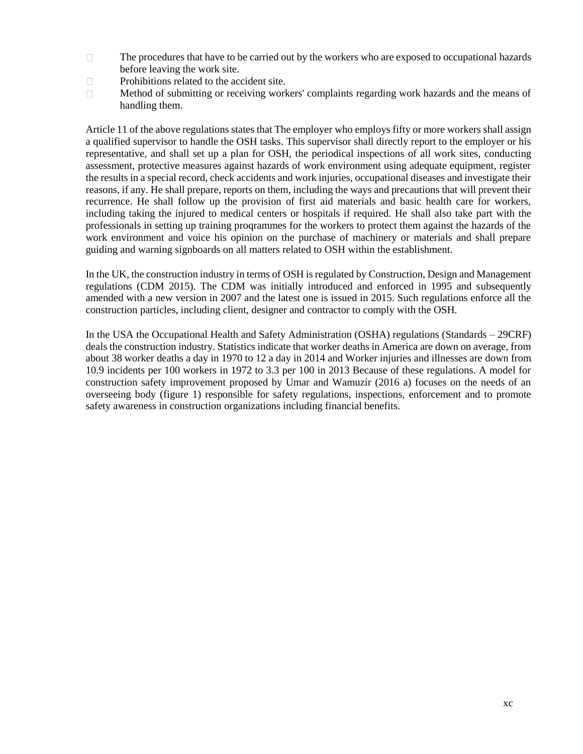- The procedures that have to be carried out by the workers who are exposed to occupational hazards before leaving the work site.
- Prohibitions related to the accident site.
- Method of submitting or receiving workers' complaints regarding work hazards and the means of handling them.

Article 11 of the above regulations states that The employer who employs fifty or more workers shall assign a qualified supervisor to handle the OSH tasks. This supervisor shall directly report to the employer or his representative, and shall set up a plan for OSH, the periodical inspections of all work sites, conducting assessment, protective measures against hazards of work environment using adequate equipment, register the results in a special record, check accidents and work injuries, occupational diseases and investigate their reasons, if any. He shall prepare, reports on them, including the ways and precautions that will prevent their recurrence. He shall follow up the provision of first aid materials and basic health care for workers, including taking the injured to medical centers or hospitals if required. He shall also take part with the professionals in setting up training proqrammes for the workers to protect them against the hazards of the work environment and voice his opinion on the purchase of machinery or materials and shall prepare guiding and warning signboards on all matters related to OSH within the establishment.

In the UK, the construction industry in terms of OSH is regulated by Construction, Design and Management regulations (CDM 2015). The CDM was initially introduced and enforced in 1995 and subsequently amended with a new version in 2007 and the latest one is issued in 2015. Such regulations enforce all the construction particles, including client, designer and contractor to comply with the OSH.

In the USA the Occupational Health and Safety Administration (OSHA) regulations (Standards – 29CRF) deals the construction industry. Statistics indicate that worker deaths in America are down on average, from about 38 worker deaths a day in 1970 to 12 a day in 2014 and Worker injuries and illnesses are down from 10.9 incidents per 100 workers in 1972 to 3.3 per 100 in 2013 Because of these regulations. A model for construction safety improvement proposed by Umar and Wamuzir (2016 a) focuses on the needs of an overseeing body (figure 1) responsible for safety regulations, inspections, enforcement and to promote safety awareness in construction organizations including financial benefits.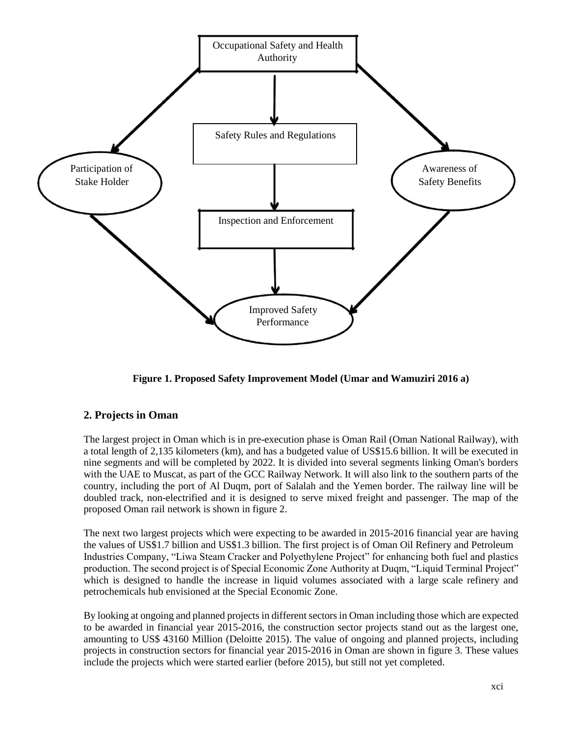Occupational Safety and Health Authority

Safety Rules and Regulations

Participation of Stake Holder

Awareness of Safety Benefits

Inspection and Enforcement

Improved Safety Performance

**Figure 1. Proposed Safety Improvement Model (Umar and Wamuziri 2016 a)**

## 2. Projects in Oman

The largest project in Oman which is in pre-execution phase is Oman Rail (Oman National Railway), with a total length of 2,135 kilometers (km), and has a budgeted value of US$15.6 billion. It will be executed in nine segments and will be completed by 2022. It is divided into several segments linking Oman's borders with the UAE to Muscat, as part of the GCC Railway Network. It will also link to the southern parts of the country, including the port of Al Duqm, port of Salalah and the Yemen border. The railway line will be doubled track, non-electrified and it is designed to serve mixed freight and passenger. The map of the proposed Oman rail network is shown in figure 2.

The next two largest projects which were expecting to be awarded in 2015-2016 financial year are having the values of US$1.7 billion and US$1.3 billion. The first project is of Oman Oil Refinery and Petroleum Industries Company, "Liwa Steam Cracker and Polyethylene Project" for enhancing both fuel and plastics production. The second project is of Special Economic Zone Authority at Duqm, "Liquid Terminal Project" which is designed to handle the increase in liquid volumes associated with a large scale refinery and petrochemicals hub envisioned at the Special Economic Zone.

By looking at ongoing and planned projects in different sectors in Oman including those which are expected to be awarded in financial year 2015-2016, the construction sector projects stand out as the largest one, amounting to US$ 43160 Million (Deloitte 2015). The value of ongoing and planned projects, including projects in construction sectors for financial year 2015-2016 in Oman are shown in figure 3. These values include the projects which were started earlier (before 2015), but still not yet completed.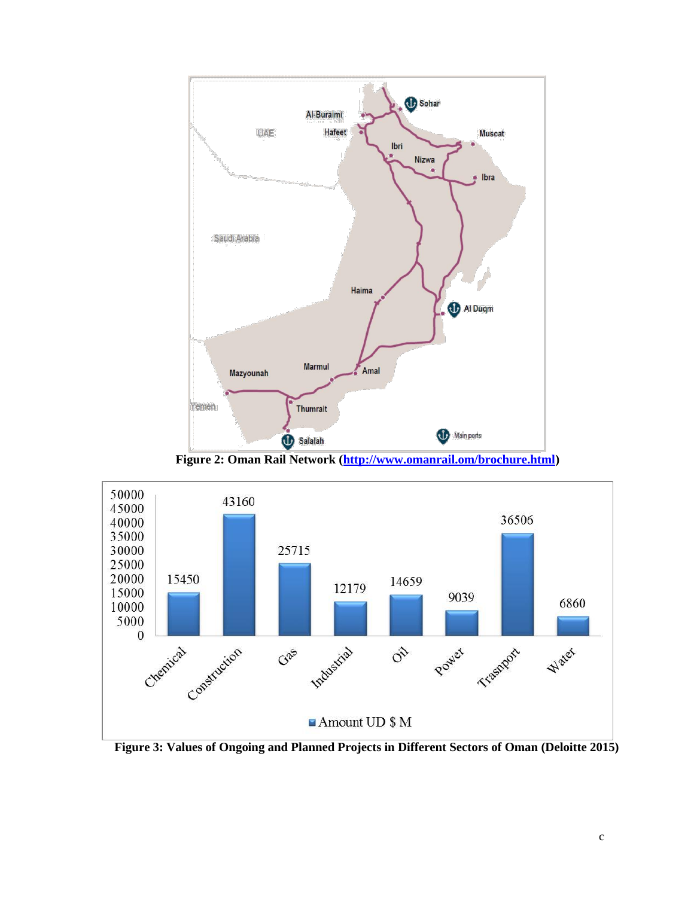Sohar
Al-Buraimi
Hafeet
UAE
Muscat
Ibri
Nizwa
Ibra
Saudi Arabia
Haima
Al Duqm
Marmul
Amal
Mazyounah
Yemen
Thumrait
Salalah
Main ports

**Figure 2: Oman Rail Network ([http://www.omanrail.om/brochure.html](http://www.omanrail.om/brochure.html))**

50000
45000
40000
35000
30000
25000
20000
15000
10000
5000
0

15450
43160
25715
12179
14659
9039
36506
6860

Chemical
Construction
Gas
Industrial
Oil
Power
Trasnport
Water

Amount UD $ M

**Figure 3: Values of Ongoing and Planned Projects in Different Sectors of Oman (Deloitte 2015)**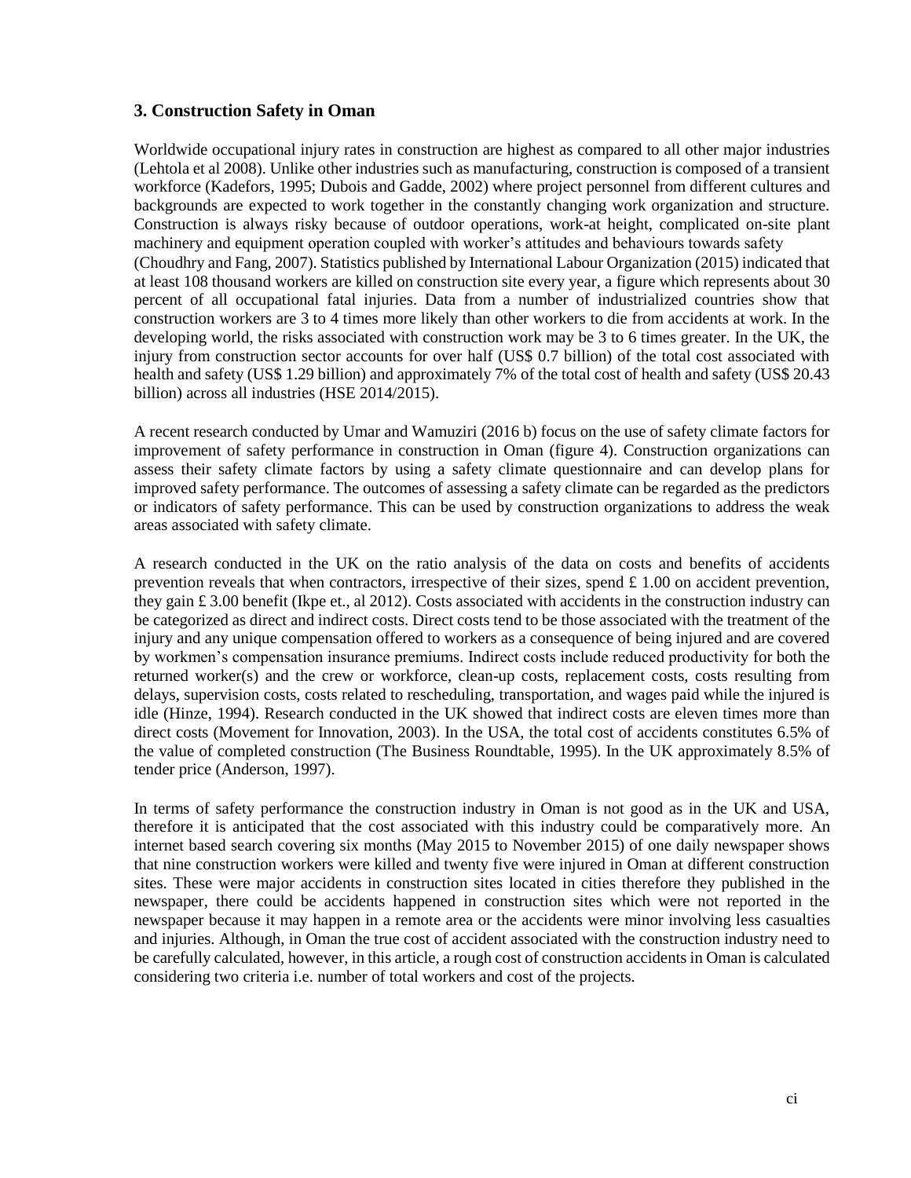## 3. Construction Safety in Oman

Worldwide occupational injury rates in construction are highest as compared to all other major industries (Lehtola et al 2008). Unlike other industries such as manufacturing, construction is composed of a transient workforce (Kadefors, 1995; Dubois and Gadde, 2002) where project personnel from different cultures and backgrounds are expected to work together in the constantly changing work organization and structure. Construction is always risky because of outdoor operations, work-at height, complicated on-site plant machinery and equipment operation coupled with worker's attitudes and behaviours towards safety (Choudhry and Fang, 2007). Statistics published by International Labour Organization (2015) indicated that at least 108 thousand workers are killed on construction site every year, a figure which represents about 30 percent of all occupational fatal injuries. Data from a number of industrialized countries show that construction workers are 3 to 4 times more likely than other workers to die from accidents at work. In the developing world, the risks associated with construction work may be 3 to 6 times greater. In the UK, the injury from construction sector accounts for over half (US$ 0.7 billion) of the total cost associated with health and safety (US$ 1.29 billion) and approximately 7% of the total cost of health and safety (US$ 20.43 billion) across all industries (HSE 2014/2015).

A recent research conducted by Umar and Wamuziri (2016 b) focus on the use of safety climate factors for improvement of safety performance in construction in Oman (figure 4). Construction organizations can assess their safety climate factors by using a safety climate questionnaire and can develop plans for improved safety performance. The outcomes of assessing a safety climate can be regarded as the predictors or indicators of safety performance. This can be used by construction organizations to address the weak areas associated with safety climate.

A research conducted in the UK on the ratio analysis of the data on costs and benefits of accidents prevention reveals that when contractors, irrespective of their sizes, spend £ 1.00 on accident prevention, they gain £ 3.00 benefit (Ikpe et., al 2012). Costs associated with accidents in the construction industry can be categorized as direct and indirect costs. Direct costs tend to be those associated with the treatment of the injury and any unique compensation offered to workers as a consequence of being injured and are covered by workmen's compensation insurance premiums. Indirect costs include reduced productivity for both the returned worker(s) and the crew or workforce, clean-up costs, replacement costs, costs resulting from delays, supervision costs, costs related to rescheduling, transportation, and wages paid while the injured is idle (Hinze, 1994). Research conducted in the UK showed that indirect costs are eleven times more than direct costs (Movement for Innovation, 2003). In the USA, the total cost of accidents constitutes 6.5% of the value of completed construction (The Business Roundtable, 1995). In the UK approximately 8.5% of tender price (Anderson, 1997).

In terms of safety performance the construction industry in Oman is not good as in the UK and USA, therefore it is anticipated that the cost associated with this industry could be comparatively more. An internet based search covering six months (May 2015 to November 2015) of one daily newspaper shows that nine construction workers were killed and twenty five were injured in Oman at different construction sites. These were major accidents in construction sites located in cities therefore they published in the newspaper, there could be accidents happened in construction sites which were not reported in the newspaper because it may happen in a remote area or the accidents were minor involving less casualties and injuries. Although, in Oman the true cost of accident associated with the construction industry need to be carefully calculated, however, in this article, a rough cost of construction accidents in Oman is calculated considering two criteria i.e. number of total workers and cost of the projects.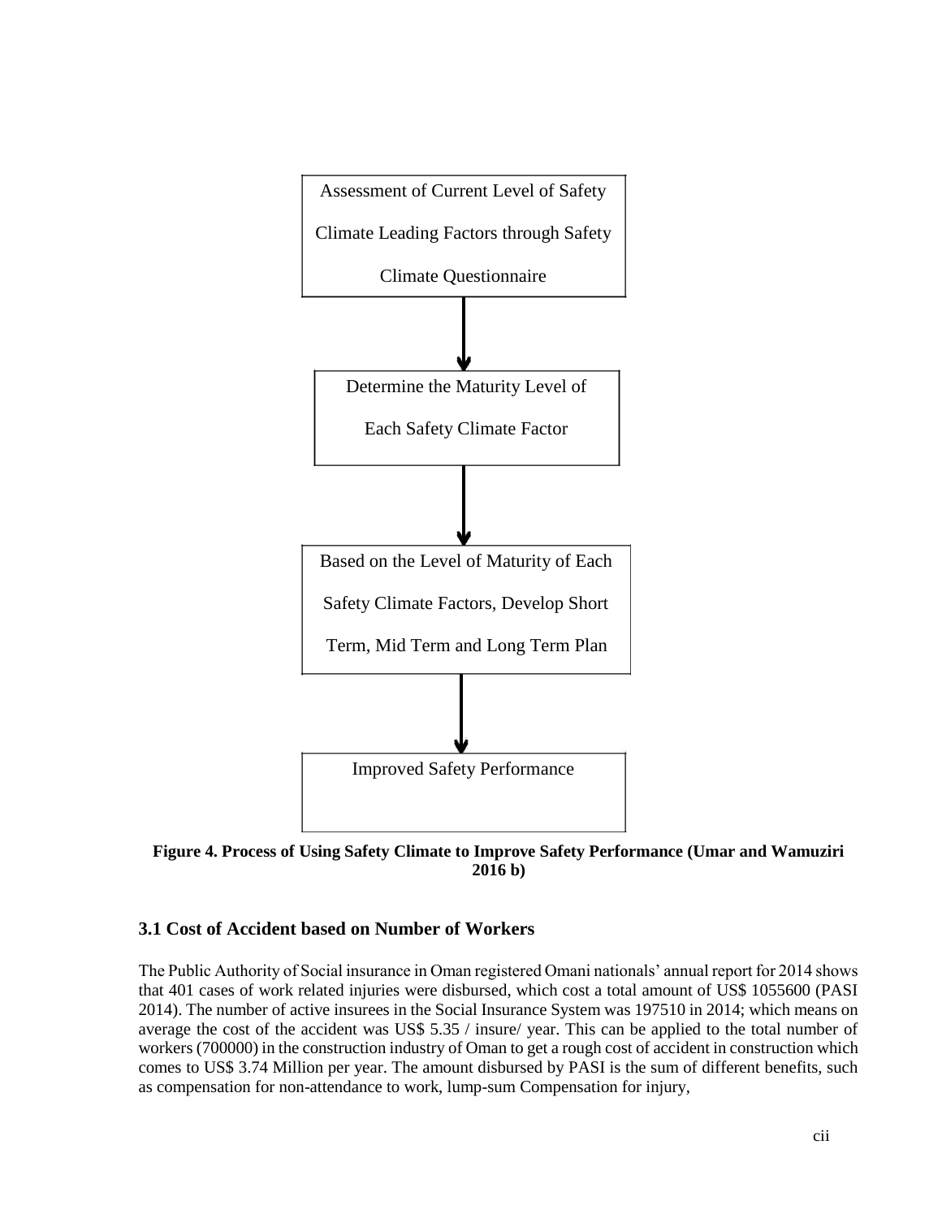Assessment of Current Level of Safety Climate Leading Factors through Safety Climate Questionnaire

Determine the Maturity Level of Each Safety Climate Factor

Based on the Level of Maturity of Each Safety Climate Factors, Develop Short Term, Mid Term and Long Term Plan

Improved Safety Performance

**Figure 4. Process of Using Safety Climate to Improve Safety Performance (Umar and Wamuziri 2016 b)**

### 3.1 Cost of Accident based on Number of Workers

The Public Authority of Social insurance in Oman registered Omani nationals' annual report for 2014 shows that 401 cases of work related injuries were disbursed, which cost a total amount of US$ 1055600 (PASI 2014). The number of active insurees in the Social Insurance System was 197510 in 2014; which means on average the cost of the accident was US$ 5.35 / insure/ year. This can be applied to the total number of workers (700000) in the construction industry of Oman to get a rough cost of accident in construction which comes to US$ 3.74 Million per year. The amount disbursed by PASI is the sum of different benefits, such as compensation for non-attendance to work, lump-sum Compensation for injury,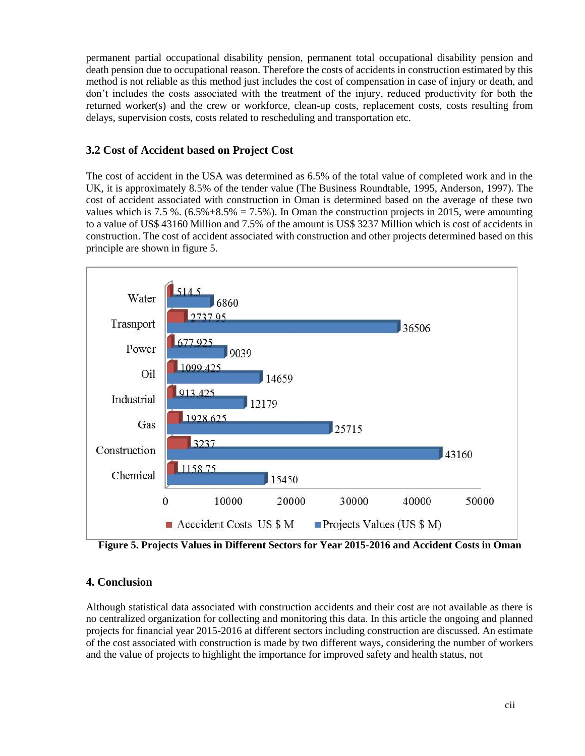permanent partial occupational disability pension, permanent total occupational disability pension and death pension due to occupational reason. Therefore the costs of accidents in construction estimated by this method is not reliable as this method just includes the cost of compensation in case of injury or death, and don't includes the costs associated with the treatment of the injury, reduced productivity for both the returned worker(s) and the crew or workforce, clean-up costs, replacement costs, costs resulting from delays, supervision costs, costs related to rescheduling and transportation etc.

### 3.2 Cost of Accident based on Project Cost

The cost of accident in the USA was determined as 6.5% of the total value of completed work and in the UK, it is approximately 8.5% of the tender value (The Business Roundtable, 1995, Anderson, 1997). The cost of accident associated with construction in Oman is determined based on the average of these two values which is 7.5 %. (6.5%+8.5% = 7.5%). In Oman the construction projects in 2015, were amounting to a value of US$ 43160 Million and 7.5% of the amount is US$ 3237 Million which is cost of accidents in construction. The cost of accident associated with construction and other projects determined based on this principle are shown in figure 5.

Water
514.5
6860
Trasnport
2737.95
36506
Power
677.925
9039
Oil
1099.425
14659
Industrial
913.425
12179
Gas
1928.625
25715
Construction
3237
43160
Chemical
1158.75
15450

0 10000 20000 30000 40000 50000

Acccident Costs US $ M
Projects Values (US $ M)

**Figure 5. Projects Values in Different Sectors for Year 2015-2016 and Accident Costs in Oman**

## 4. Conclusion

Although statistical data associated with construction accidents and their cost are not available as there is no centralized organization for collecting and monitoring this data. In this article the ongoing and planned projects for financial year 2015-2016 at different sectors including construction are discussed. An estimate of the cost associated with construction is made by two different ways, considering the number of workers and the value of projects to highlight the importance for improved safety and health status, not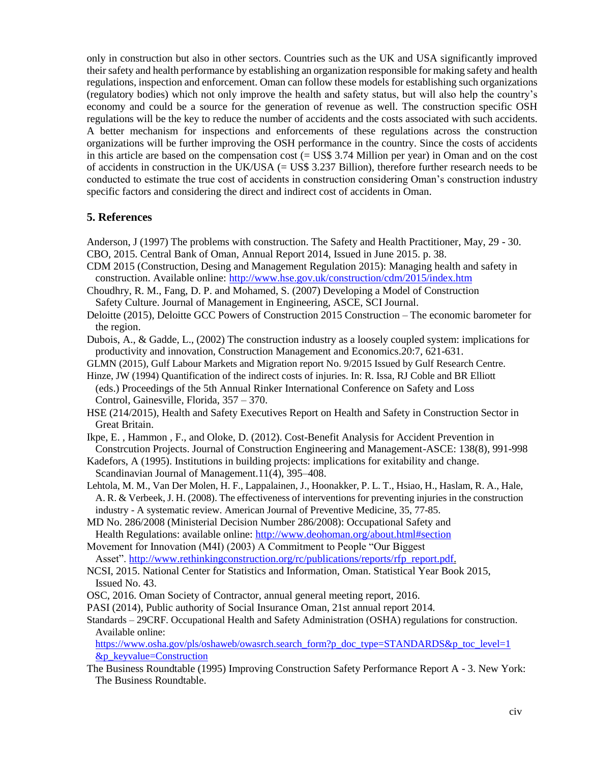only in construction but also in other sectors. Countries such as the UK and USA significantly improved their safety and health performance by establishing an organization responsible for making safety and health regulations, inspection and enforcement. Oman can follow these models for establishing such organizations (regulatory bodies) which not only improve the health and safety status, but will also help the country's economy and could be a source for the generation of revenue as well. The construction specific OSH regulations will be the key to reduce the number of accidents and the costs associated with such accidents. A better mechanism for inspections and enforcements of these regulations across the construction organizations will be further improving the OSH performance in the country. Since the costs of accidents in this article are based on the compensation cost (= US$ 3.74 Million per year) in Oman and on the cost of accidents in construction in the UK/USA (= US$ 3.237 Billion), therefore further research needs to be conducted to estimate the true cost of accidents in construction considering Oman's construction industry specific factors and considering the direct and indirect cost of accidents in Oman.

## 5. References

Anderson, J (1997) The problems with construction. The Safety and Health Practitioner, May, 29 - 30.

CBO, 2015. Central Bank of Oman, Annual Report 2014, Issued in June 2015. p. 38.

CDM 2015 (Construction, Desing and Management Regulation 2015): Managing health and safety in construction. Available online: http://www.hse.gov.uk/construction/cdm/2015/index.htm

Choudhry, R. M., Fang, D. P. and Mohamed, S. (2007) Developing a Model of Construction Safety Culture. Journal of Management in Engineering, ASCE, SCI Journal.

Deloitte (2015), Deloitte GCC Powers of Construction 2015 Construction – The economic barometer for the region.

Dubois, A., & Gadde, L., (2002) The construction industry as a loosely coupled system: implications for productivity and innovation, Construction Management and Economics.20:7, 621-631.

GLMN (2015), Gulf Labour Markets and Migration report No. 9/2015 Issued by Gulf Research Centre.

Hinze, JW (1994) Quantification of the indirect costs of injuries. In: R. Issa, RJ Coble and BR Elliott (eds.) Proceedings of the 5th Annual Rinker International Conference on Safety and Loss Control, Gainesville, Florida, 357 – 370.

HSE (214/2015), Health and Safety Executives Report on Health and Safety in Construction Sector in Great Britain.

Ikpe, E. , Hammon , F., and Oloke, D. (2012). Cost-Benefit Analysis for Accident Prevention in Constrcution Projects. Journal of Construction Engineering and Management-ASCE: 138(8), 991-998

Kadefors, A (1995). Institutions in building projects: implications for exitability and change. Scandinavian Journal of Management.11(4), 395–408.

Lehtola, M. M., Van Der Molen, H. F., Lappalainen, J., Hoonakker, P. L. T., Hsiao, H., Haslam, R. A., Hale, A. R. & Verbeek, J. H. (2008). The effectiveness of interventions for preventing injuries in the construction industry - A systematic review. American Journal of Preventive Medicine, 35, 77-85.

MD No. 286/2008 (Ministerial Decision Number 286/2008): Occupational Safety and Health Regulations: available online: http://www.deohoman.org/about.html#section

Movement for Innovation (M4I) (2003) A Commitment to People "Our Biggest Asset". http://www.rethinkingconstruction.org/rc/publications/reports/rfp_report.pdf.

NCSI, 2015. National Center for Statistics and Information, Oman. Statistical Year Book 2015, Issued No. 43.

OSC, 2016. Oman Society of Contractor, annual general meeting report, 2016.

PASI (2014), Public authority of Social Insurance Oman, 21st annual report 2014.

Standards – 29CRF. Occupational Health and Safety Administration (OSHA) regulations for construction. Available online: https://www.osha.gov/pls/oshaweb/owasrch.search_form?p_doc_type=STANDARDS&p_toc_level=1&p_keyvalue=Construction

The Business Roundtable (1995) Improving Construction Safety Performance Report A - 3. New York: The Business Roundtable.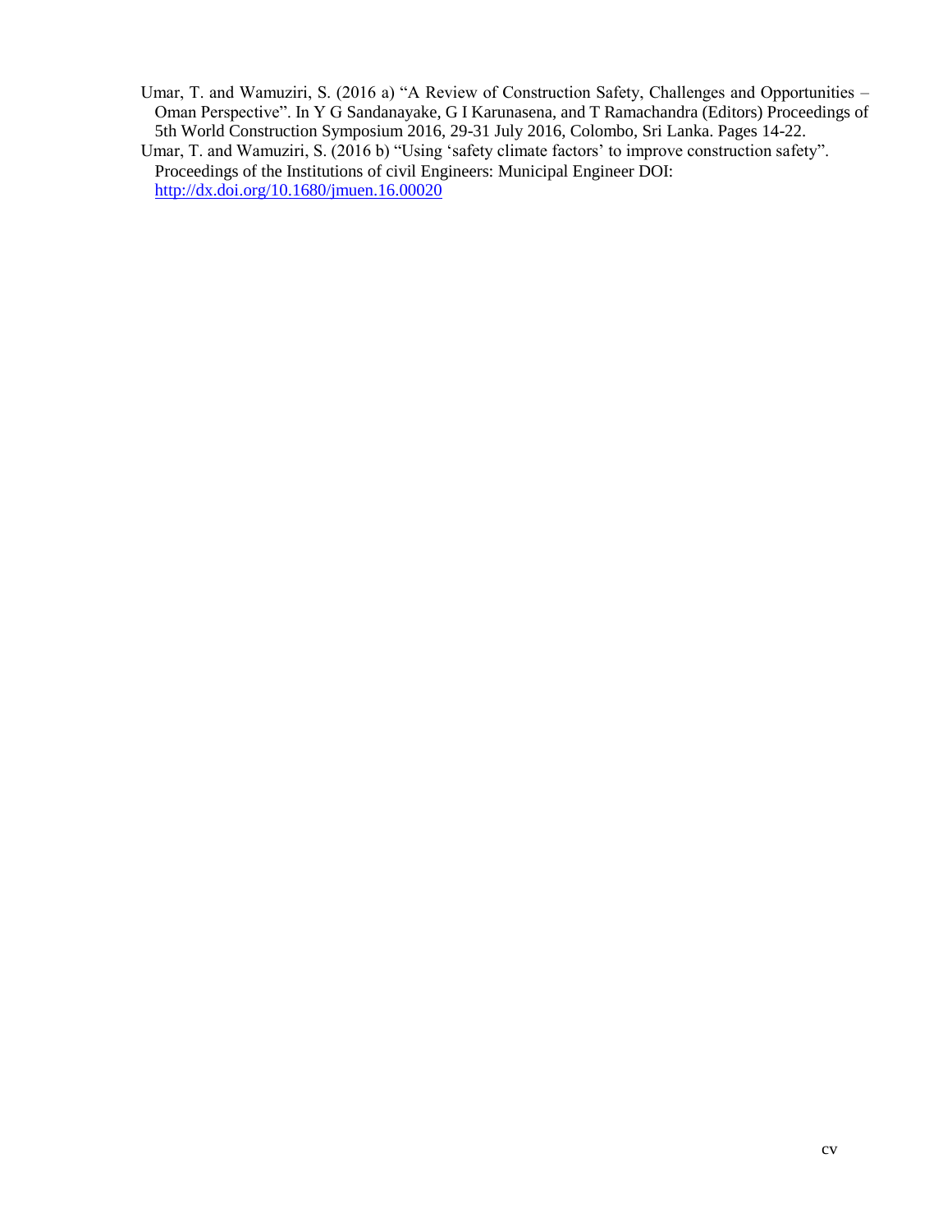Umar, T. and Wamuziri, S. (2016 a) "A Review of Construction Safety, Challenges and Opportunities – Oman Perspective". In Y G Sandanayake, G I Karunasena, and T Ramachandra (Editors) Proceedings of 5th World Construction Symposium 2016, 29-31 July 2016, Colombo, Sri Lanka. Pages 14-22.

Umar, T. and Wamuziri, S. (2016 b) "Using 'safety climate factors' to improve construction safety". Proceedings of the Institutions of civil Engineers: Municipal Engineer DOI: http://dx.doi.org/10.1680/jmuen.16.00020